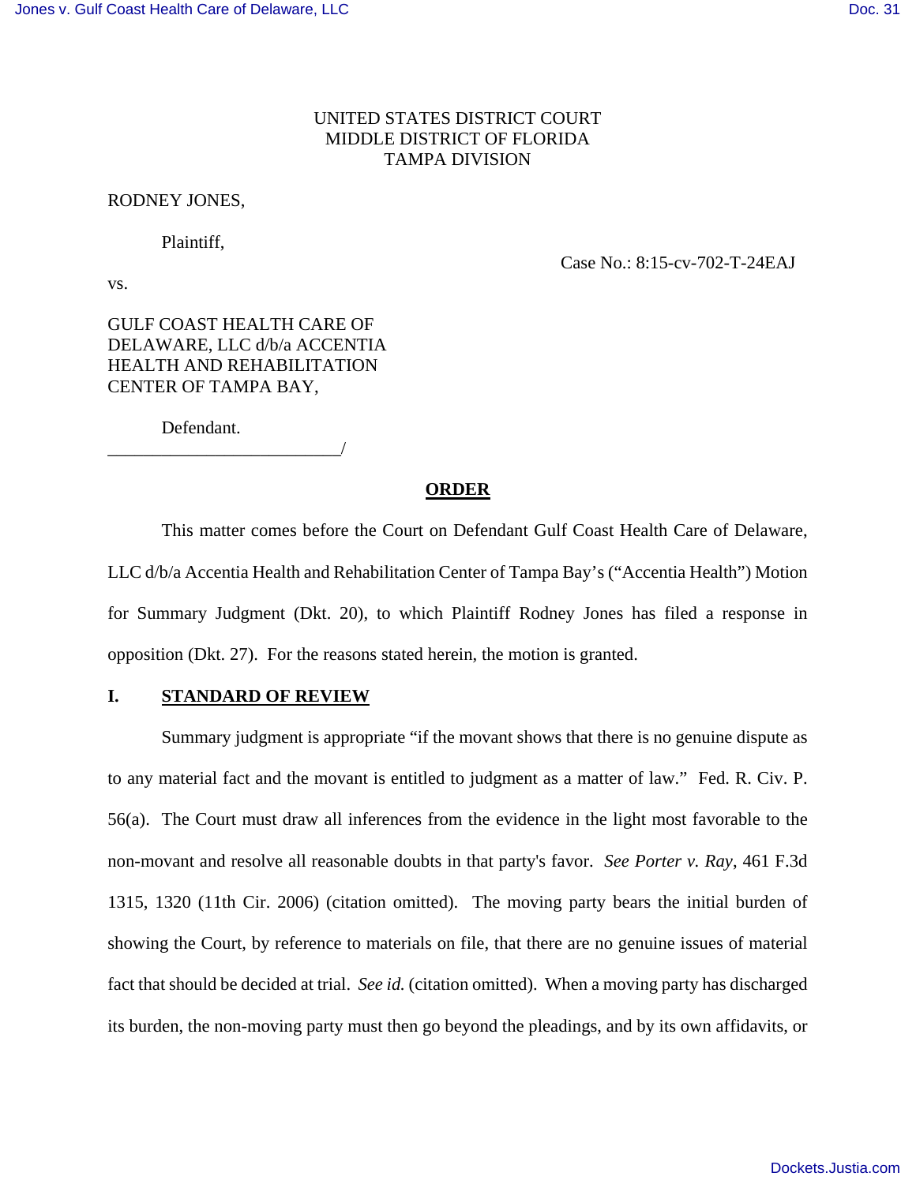UNITED STATES DISTRICT COURT
MIDDLE DISTRICT OF FLORIDA
TAMPA DIVISION

RODNEY JONES,

Plaintiff,

Case No.: 8:15-cv-702-T-24EAJ

vs.

GULF COAST HEALTH CARE OF DELAWARE, LLC d/b/a ACCENTIA HEALTH AND REHABILITATION CENTER OF TAMPA BAY,

Defendant.
_________________________/

**ORDER**

This matter comes before the Court on Defendant Gulf Coast Health Care of Delaware, LLC d/b/a Accentia Health and Rehabilitation Center of Tampa Bay's ("Accentia Health") Motion for Summary Judgment (Dkt. 20), to which Plaintiff Rodney Jones has filed a response in opposition (Dkt. 27). For the reasons stated herein, the motion is granted.

## I. STANDARD OF REVIEW

Summary judgment is appropriate "if the movant shows that there is no genuine dispute as to any material fact and the movant is entitled to judgment as a matter of law." Fed. R. Civ. P. 56(a). The Court must draw all inferences from the evidence in the light most favorable to the non-movant and resolve all reasonable doubts in that party's favor. *See Porter v. Ray*, 461 F.3d 1315, 1320 (11th Cir. 2006) (citation omitted). The moving party bears the initial burden of showing the Court, by reference to materials on file, that there are no genuine issues of material fact that should be decided at trial. *See id.* (citation omitted). When a moving party has discharged its burden, the non-moving party must then go beyond the pleadings, and by its own affidavits, or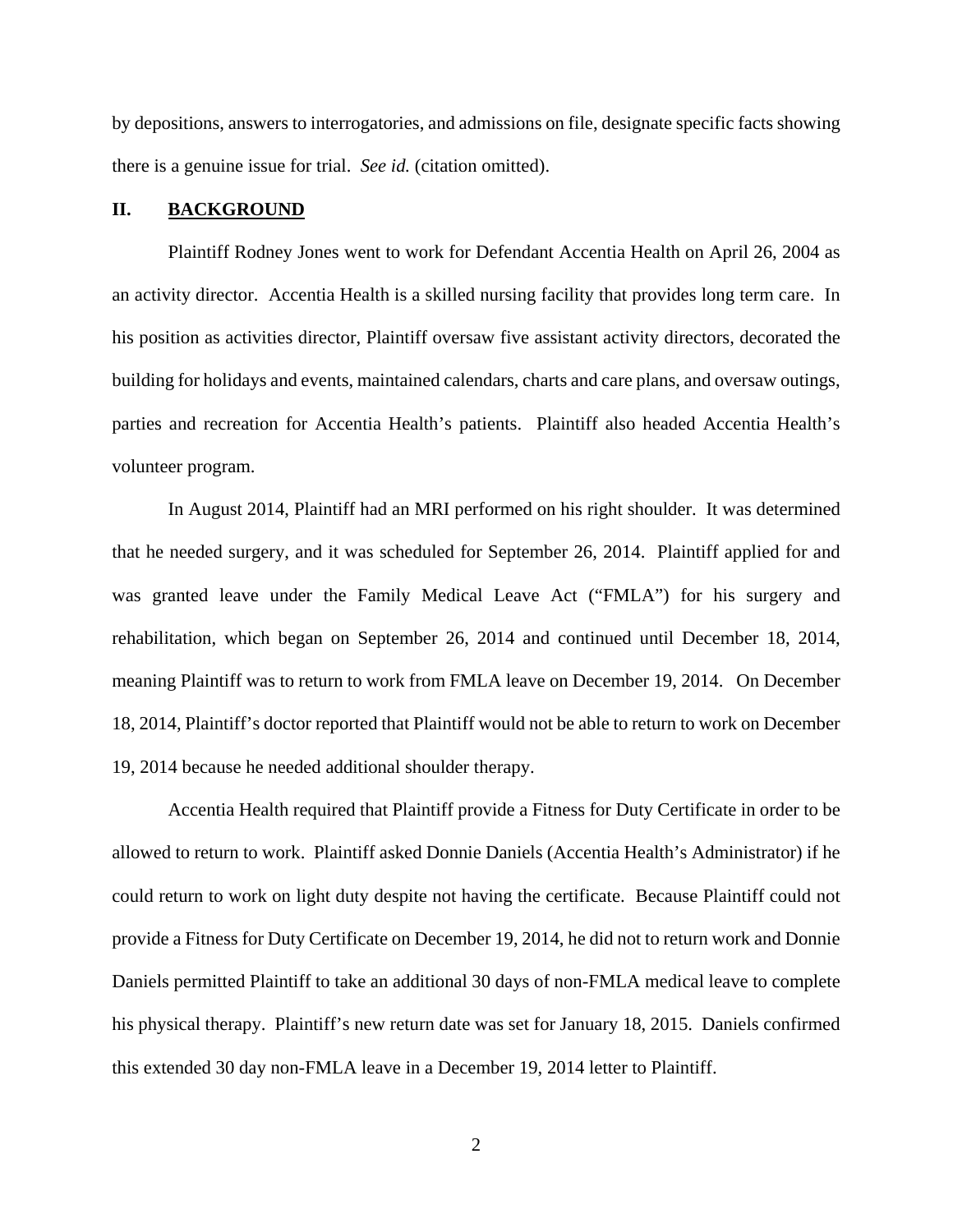by depositions, answers to interrogatories, and admissions on file, designate specific facts showing there is a genuine issue for trial. *See id.* (citation omitted).

## II. BACKGROUND

Plaintiff Rodney Jones went to work for Defendant Accentia Health on April 26, 2004 as an activity director. Accentia Health is a skilled nursing facility that provides long term care. In his position as activities director, Plaintiff oversaw five assistant activity directors, decorated the building for holidays and events, maintained calendars, charts and care plans, and oversaw outings, parties and recreation for Accentia Health's patients. Plaintiff also headed Accentia Health's volunteer program.

In August 2014, Plaintiff had an MRI performed on his right shoulder. It was determined that he needed surgery, and it was scheduled for September 26, 2014. Plaintiff applied for and was granted leave under the Family Medical Leave Act ("FMLA") for his surgery and rehabilitation, which began on September 26, 2014 and continued until December 18, 2014, meaning Plaintiff was to return to work from FMLA leave on December 19, 2014. On December 18, 2014, Plaintiff's doctor reported that Plaintiff would not be able to return to work on December 19, 2014 because he needed additional shoulder therapy.

Accentia Health required that Plaintiff provide a Fitness for Duty Certificate in order to be allowed to return to work. Plaintiff asked Donnie Daniels (Accentia Health's Administrator) if he could return to work on light duty despite not having the certificate. Because Plaintiff could not provide a Fitness for Duty Certificate on December 19, 2014, he did not to return work and Donnie Daniels permitted Plaintiff to take an additional 30 days of non-FMLA medical leave to complete his physical therapy. Plaintiff's new return date was set for January 18, 2015. Daniels confirmed this extended 30 day non-FMLA leave in a December 19, 2014 letter to Plaintiff.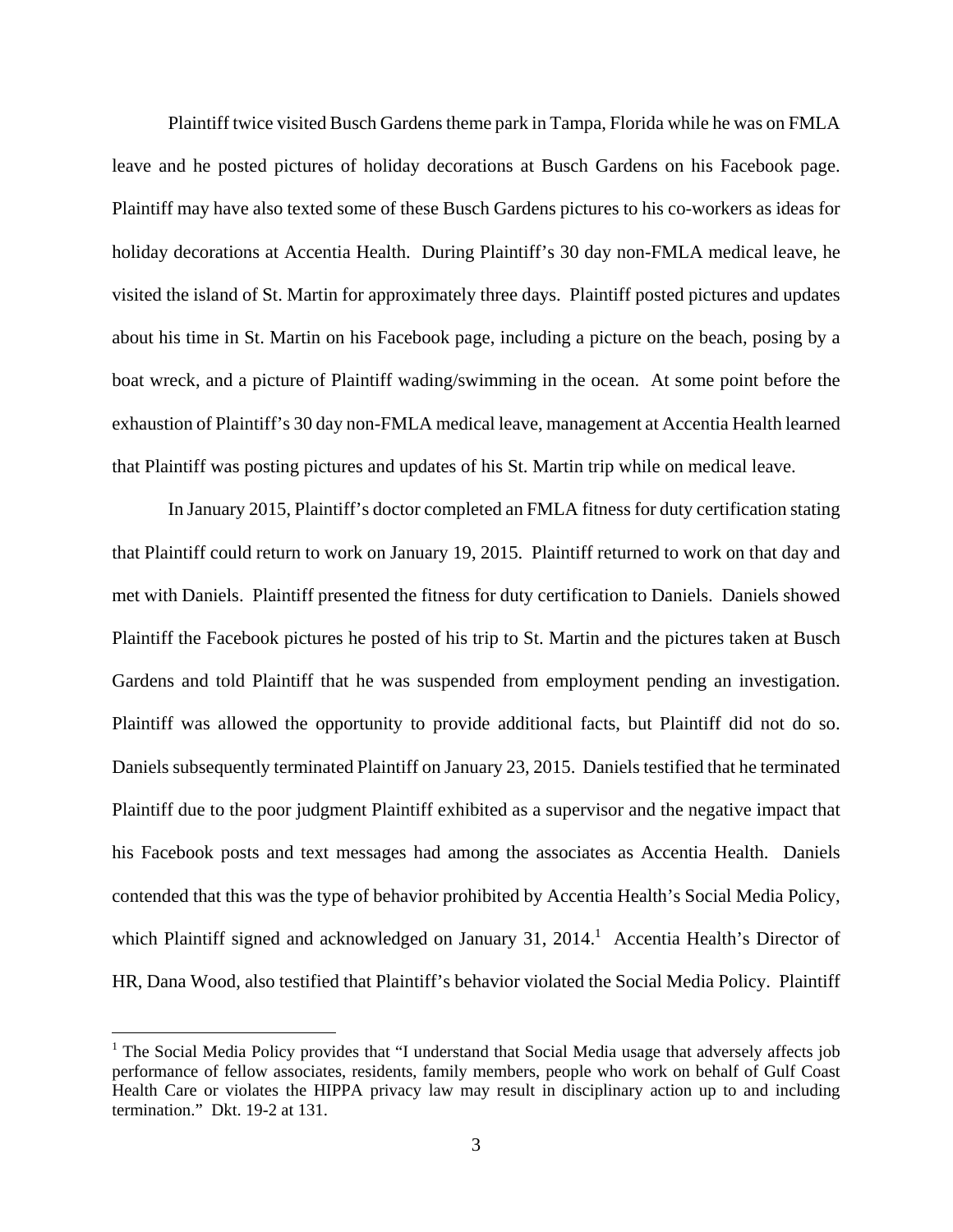Plaintiff twice visited Busch Gardens theme park in Tampa, Florida while he was on FMLA leave and he posted pictures of holiday decorations at Busch Gardens on his Facebook page. Plaintiff may have also texted some of these Busch Gardens pictures to his co-workers as ideas for holiday decorations at Accentia Health. During Plaintiff's 30 day non-FMLA medical leave, he visited the island of St. Martin for approximately three days. Plaintiff posted pictures and updates about his time in St. Martin on his Facebook page, including a picture on the beach, posing by a boat wreck, and a picture of Plaintiff wading/swimming in the ocean. At some point before the exhaustion of Plaintiff's 30 day non-FMLA medical leave, management at Accentia Health learned that Plaintiff was posting pictures and updates of his St. Martin trip while on medical leave.

In January 2015, Plaintiff's doctor completed an FMLA fitness for duty certification stating that Plaintiff could return to work on January 19, 2015. Plaintiff returned to work on that day and met with Daniels. Plaintiff presented the fitness for duty certification to Daniels. Daniels showed Plaintiff the Facebook pictures he posted of his trip to St. Martin and the pictures taken at Busch Gardens and told Plaintiff that he was suspended from employment pending an investigation. Plaintiff was allowed the opportunity to provide additional facts, but Plaintiff did not do so. Daniels subsequently terminated Plaintiff on January 23, 2015. Daniels testified that he terminated Plaintiff due to the poor judgment Plaintiff exhibited as a supervisor and the negative impact that his Facebook posts and text messages had among the associates as Accentia Health. Daniels contended that this was the type of behavior prohibited by Accentia Health's Social Media Policy, which Plaintiff signed and acknowledged on January 31, 2014.[1] Accentia Health's Director of HR, Dana Wood, also testified that Plaintiff's behavior violated the Social Media Policy. Plaintiff

[1] The Social Media Policy provides that "I understand that Social Media usage that adversely affects job performance of fellow associates, residents, family members, people who work on behalf of Gulf Coast Health Care or violates the HIPPA privacy law may result in disciplinary action up to and including termination." Dkt. 19-2 at 131.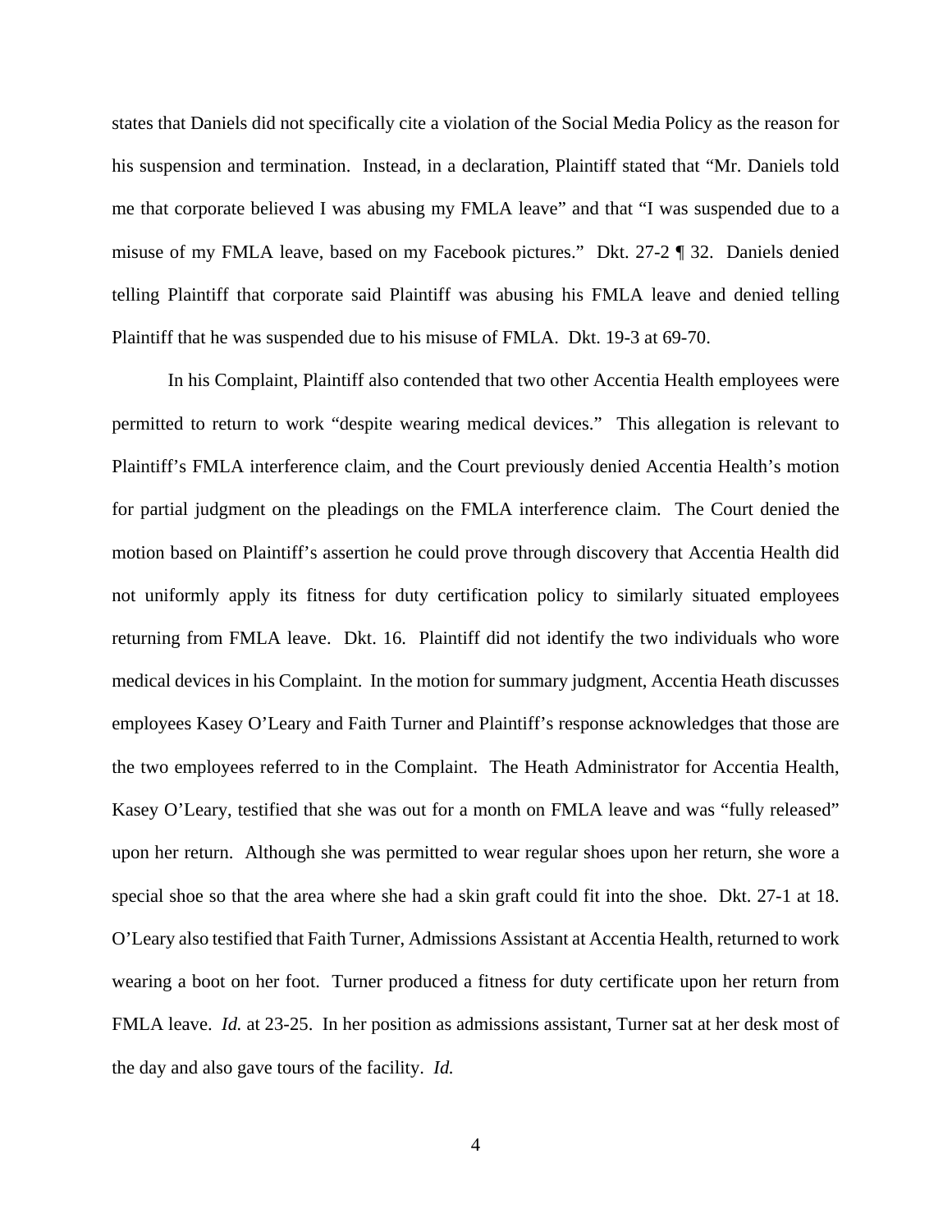states that Daniels did not specifically cite a violation of the Social Media Policy as the reason for his suspension and termination. Instead, in a declaration, Plaintiff stated that "Mr. Daniels told me that corporate believed I was abusing my FMLA leave" and that "I was suspended due to a misuse of my FMLA leave, based on my Facebook pictures." Dkt. 27-2 ¶ 32. Daniels denied telling Plaintiff that corporate said Plaintiff was abusing his FMLA leave and denied telling Plaintiff that he was suspended due to his misuse of FMLA. Dkt. 19-3 at 69-70.

In his Complaint, Plaintiff also contended that two other Accentia Health employees were permitted to return to work "despite wearing medical devices." This allegation is relevant to Plaintiff's FMLA interference claim, and the Court previously denied Accentia Health's motion for partial judgment on the pleadings on the FMLA interference claim. The Court denied the motion based on Plaintiff's assertion he could prove through discovery that Accentia Health did not uniformly apply its fitness for duty certification policy to similarly situated employees returning from FMLA leave. Dkt. 16. Plaintiff did not identify the two individuals who wore medical devices in his Complaint. In the motion for summary judgment, Accentia Heath discusses employees Kasey O'Leary and Faith Turner and Plaintiff's response acknowledges that those are the two employees referred to in the Complaint. The Heath Administrator for Accentia Health, Kasey O'Leary, testified that she was out for a month on FMLA leave and was "fully released" upon her return. Although she was permitted to wear regular shoes upon her return, she wore a special shoe so that the area where she had a skin graft could fit into the shoe. Dkt. 27-1 at 18. O'Leary also testified that Faith Turner, Admissions Assistant at Accentia Health, returned to work wearing a boot on her foot. Turner produced a fitness for duty certificate upon her return from FMLA leave. *Id.* at 23-25. In her position as admissions assistant, Turner sat at her desk most of the day and also gave tours of the facility. *Id.*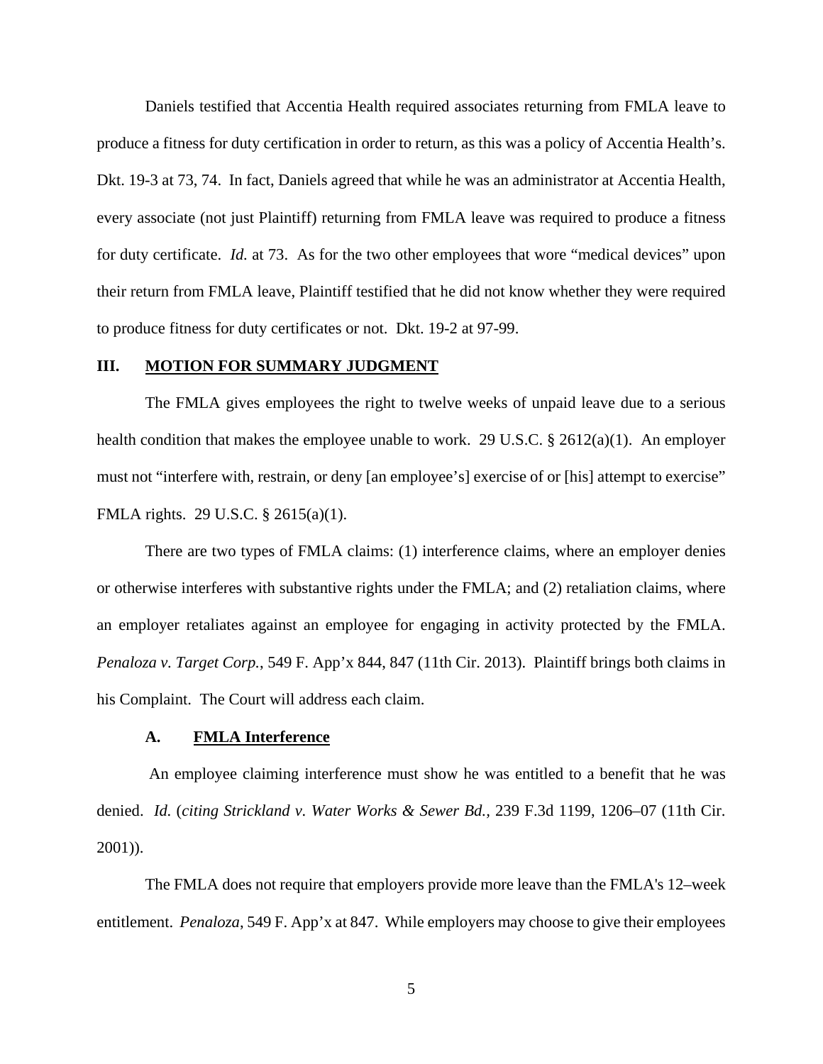Daniels testified that Accentia Health required associates returning from FMLA leave to produce a fitness for duty certification in order to return, as this was a policy of Accentia Health's. Dkt. 19-3 at 73, 74. In fact, Daniels agreed that while he was an administrator at Accentia Health, every associate (not just Plaintiff) returning from FMLA leave was required to produce a fitness for duty certificate. *Id.* at 73. As for the two other employees that wore "medical devices" upon their return from FMLA leave, Plaintiff testified that he did not know whether they were required to produce fitness for duty certificates or not. Dkt. 19-2 at 97-99.

## III. MOTION FOR SUMMARY JUDGMENT

The FMLA gives employees the right to twelve weeks of unpaid leave due to a serious health condition that makes the employee unable to work. 29 U.S.C. § 2612(a)(1). An employer must not "interfere with, restrain, or deny [an employee's] exercise of or [his] attempt to exercise" FMLA rights. 29 U.S.C. § 2615(a)(1).

There are two types of FMLA claims: (1) interference claims, where an employer denies or otherwise interferes with substantive rights under the FMLA; and (2) retaliation claims, where an employer retaliates against an employee for engaging in activity protected by the FMLA. *Penaloza v. Target Corp.*, 549 F. App'x 844, 847 (11th Cir. 2013). Plaintiff brings both claims in his Complaint. The Court will address each claim.

### A. FMLA Interference

An employee claiming interference must show he was entitled to a benefit that he was denied. *Id.* (*citing Strickland v. Water Works & Sewer Bd.*, 239 F.3d 1199, 1206–07 (11th Cir. 2001)).

The FMLA does not require that employers provide more leave than the FMLA's 12–week entitlement. *Penaloza*, 549 F. App'x at 847. While employers may choose to give their employees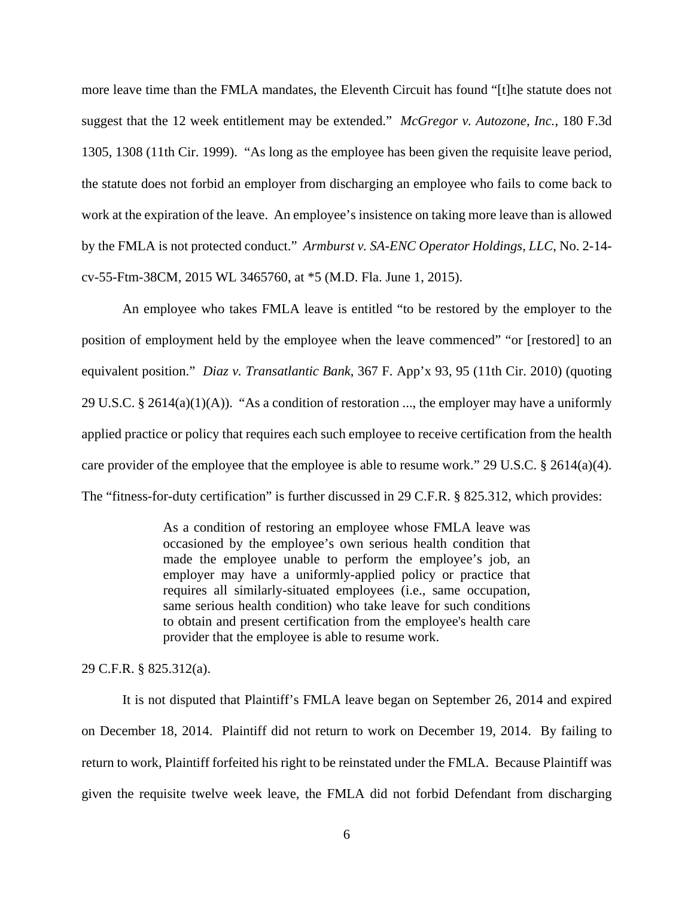more leave time than the FMLA mandates, the Eleventh Circuit has found "[t]he statute does not suggest that the 12 week entitlement may be extended." *McGregor v. Autozone, Inc.*, 180 F.3d 1305, 1308 (11th Cir. 1999). "As long as the employee has been given the requisite leave period, the statute does not forbid an employer from discharging an employee who fails to come back to work at the expiration of the leave. An employee's insistence on taking more leave than is allowed by the FMLA is not protected conduct." *Armburst v. SA-ENC Operator Holdings, LLC*, No. 2-14-cv-55-Ftm-38CM, 2015 WL 3465760, at *5 (M.D. Fla. June 1, 2015).

An employee who takes FMLA leave is entitled "to be restored by the employer to the position of employment held by the employee when the leave commenced" "or [restored] to an equivalent position." *Diaz v. Transatlantic Bank*, 367 F. App'x 93, 95 (11th Cir. 2010) (quoting 29 U.S.C. § 2614(a)(1)(A)). "As a condition of restoration ..., the employer may have a uniformly applied practice or policy that requires each such employee to receive certification from the health care provider of the employee that the employee is able to resume work." 29 U.S.C. § 2614(a)(4). The "fitness-for-duty certification" is further discussed in 29 C.F.R. § 825.312, which provides:

> As a condition of restoring an employee whose FMLA leave was occasioned by the employee's own serious health condition that made the employee unable to perform the employee's job, an employer may have a uniformly-applied policy or practice that requires all similarly-situated employees (i.e., same occupation, same serious health condition) who take leave for such conditions to obtain and present certification from the employee's health care provider that the employee is able to resume work.

29 C.F.R. § 825.312(a).

It is not disputed that Plaintiff's FMLA leave began on September 26, 2014 and expired on December 18, 2014. Plaintiff did not return to work on December 19, 2014. By failing to return to work, Plaintiff forfeited his right to be reinstated under the FMLA. Because Plaintiff was given the requisite twelve week leave, the FMLA did not forbid Defendant from discharging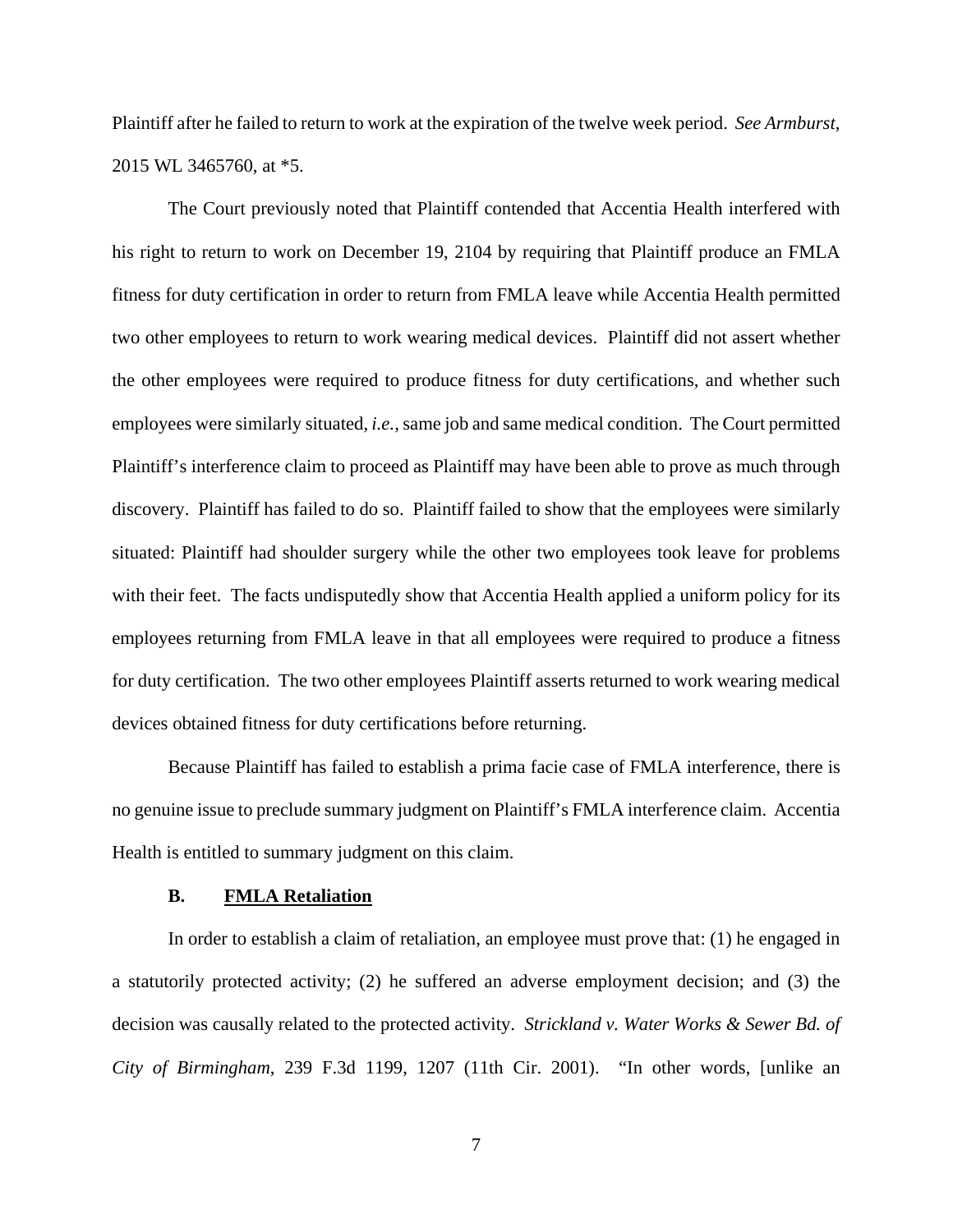Plaintiff after he failed to return to work at the expiration of the twelve week period. *See Armburst*, 2015 WL 3465760, at *5.

The Court previously noted that Plaintiff contended that Accentia Health interfered with his right to return to work on December 19, 2104 by requiring that Plaintiff produce an FMLA fitness for duty certification in order to return from FMLA leave while Accentia Health permitted two other employees to return to work wearing medical devices. Plaintiff did not assert whether the other employees were required to produce fitness for duty certifications, and whether such employees were similarly situated, *i.e.,* same job and same medical condition. The Court permitted Plaintiff's interference claim to proceed as Plaintiff may have been able to prove as much through discovery. Plaintiff has failed to do so. Plaintiff failed to show that the employees were similarly situated: Plaintiff had shoulder surgery while the other two employees took leave for problems with their feet. The facts undisputedly show that Accentia Health applied a uniform policy for its employees returning from FMLA leave in that all employees were required to produce a fitness for duty certification. The two other employees Plaintiff asserts returned to work wearing medical devices obtained fitness for duty certifications before returning.

Because Plaintiff has failed to establish a prima facie case of FMLA interference, there is no genuine issue to preclude summary judgment on Plaintiff's FMLA interference claim. Accentia Health is entitled to summary judgment on this claim.

### B. FMLA Retaliation

In order to establish a claim of retaliation, an employee must prove that: (1) he engaged in a statutorily protected activity; (2) he suffered an adverse employment decision; and (3) the decision was causally related to the protected activity. *Strickland v. Water Works & Sewer Bd. of City of Birmingham*, 239 F.3d 1199, 1207 (11th Cir. 2001). "In other words, [unlike an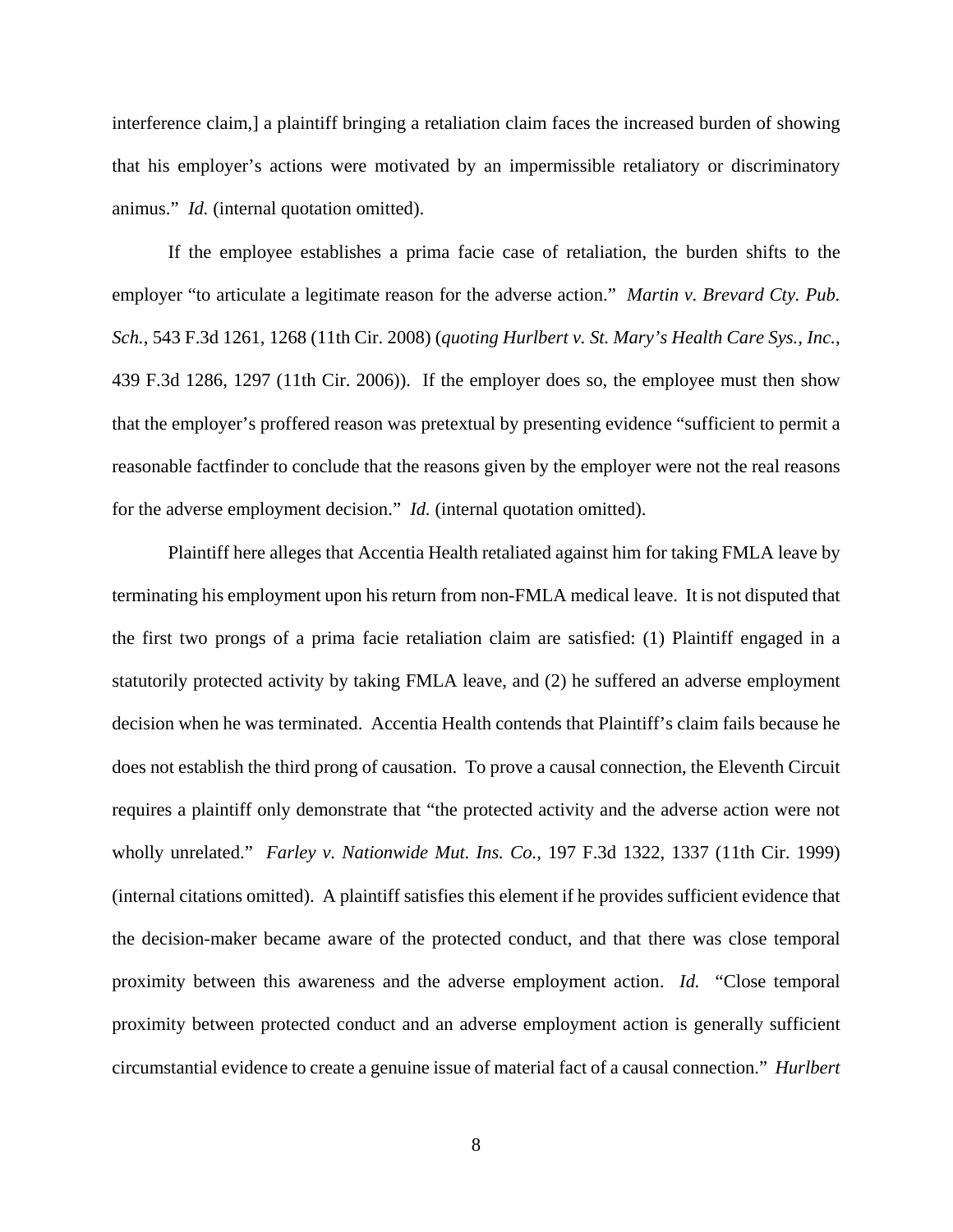interference claim,] a plaintiff bringing a retaliation claim faces the increased burden of showing that his employer's actions were motivated by an impermissible retaliatory or discriminatory animus." *Id.* (internal quotation omitted).

If the employee establishes a prima facie case of retaliation, the burden shifts to the employer "to articulate a legitimate reason for the adverse action." *Martin v. Brevard Cty. Pub. Sch.*, 543 F.3d 1261, 1268 (11th Cir. 2008) (*quoting Hurlbert v. St. Mary's Health Care Sys., Inc.*, 439 F.3d 1286, 1297 (11th Cir. 2006)). If the employer does so, the employee must then show that the employer's proffered reason was pretextual by presenting evidence "sufficient to permit a reasonable factfinder to conclude that the reasons given by the employer were not the real reasons for the adverse employment decision." *Id.* (internal quotation omitted).

Plaintiff here alleges that Accentia Health retaliated against him for taking FMLA leave by terminating his employment upon his return from non-FMLA medical leave. It is not disputed that the first two prongs of a prima facie retaliation claim are satisfied: (1) Plaintiff engaged in a statutorily protected activity by taking FMLA leave, and (2) he suffered an adverse employment decision when he was terminated. Accentia Health contends that Plaintiff's claim fails because he does not establish the third prong of causation. To prove a causal connection, the Eleventh Circuit requires a plaintiff only demonstrate that "the protected activity and the adverse action were not wholly unrelated." *Farley v. Nationwide Mut. Ins. Co.*, 197 F.3d 1322, 1337 (11th Cir. 1999) (internal citations omitted). A plaintiff satisfies this element if he provides sufficient evidence that the decision-maker became aware of the protected conduct, and that there was close temporal proximity between this awareness and the adverse employment action. *Id.* "Close temporal proximity between protected conduct and an adverse employment action is generally sufficient circumstantial evidence to create a genuine issue of material fact of a causal connection." *Hurlbert*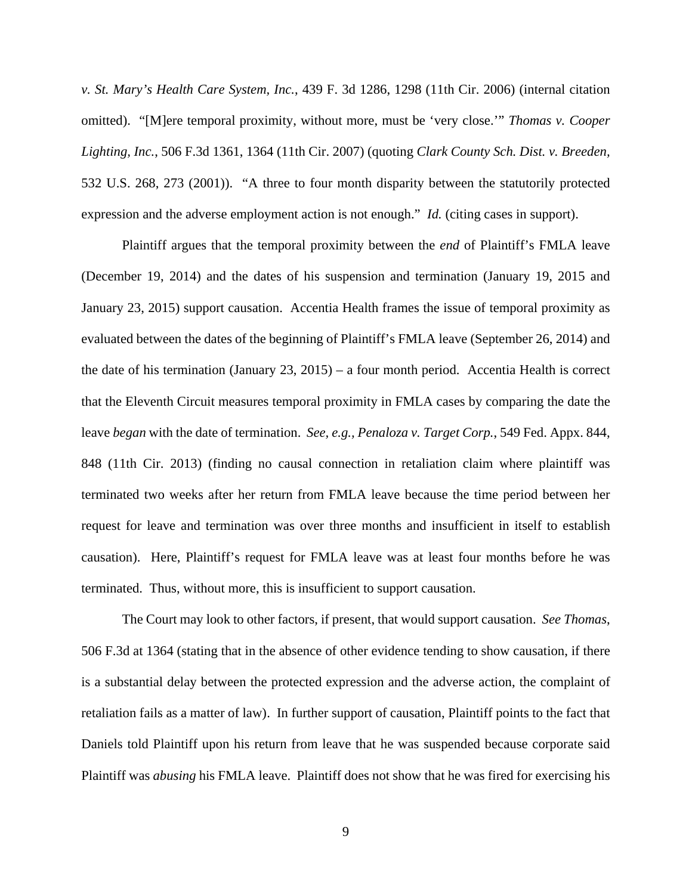*v. St. Mary's Health Care System, Inc.*, 439 F. 3d 1286, 1298 (11th Cir. 2006) (internal citation omitted). "[M]ere temporal proximity, without more, must be 'very close.'" *Thomas v. Cooper Lighting, Inc.*, 506 F.3d 1361, 1364 (11th Cir. 2007) (quoting *Clark County Sch. Dist. v. Breeden,* 532 U.S. 268, 273 (2001)). "A three to four month disparity between the statutorily protected expression and the adverse employment action is not enough." *Id.* (citing cases in support).

Plaintiff argues that the temporal proximity between the *end* of Plaintiff's FMLA leave (December 19, 2014) and the dates of his suspension and termination (January 19, 2015 and January 23, 2015) support causation. Accentia Health frames the issue of temporal proximity as evaluated between the dates of the beginning of Plaintiff's FMLA leave (September 26, 2014) and the date of his termination (January 23, 2015) – a four month period. Accentia Health is correct that the Eleventh Circuit measures temporal proximity in FMLA cases by comparing the date the leave *began* with the date of termination. *See, e.g., Penaloza v. Target Corp.*, 549 Fed. Appx. 844, 848 (11th Cir. 2013) (finding no causal connection in retaliation claim where plaintiff was terminated two weeks after her return from FMLA leave because the time period between her request for leave and termination was over three months and insufficient in itself to establish causation). Here, Plaintiff's request for FMLA leave was at least four months before he was terminated. Thus, without more, this is insufficient to support causation.

The Court may look to other factors, if present, that would support causation. *See Thomas*, 506 F.3d at 1364 (stating that in the absence of other evidence tending to show causation, if there is a substantial delay between the protected expression and the adverse action, the complaint of retaliation fails as a matter of law). In further support of causation, Plaintiff points to the fact that Daniels told Plaintiff upon his return from leave that he was suspended because corporate said Plaintiff was *abusing* his FMLA leave. Plaintiff does not show that he was fired for exercising his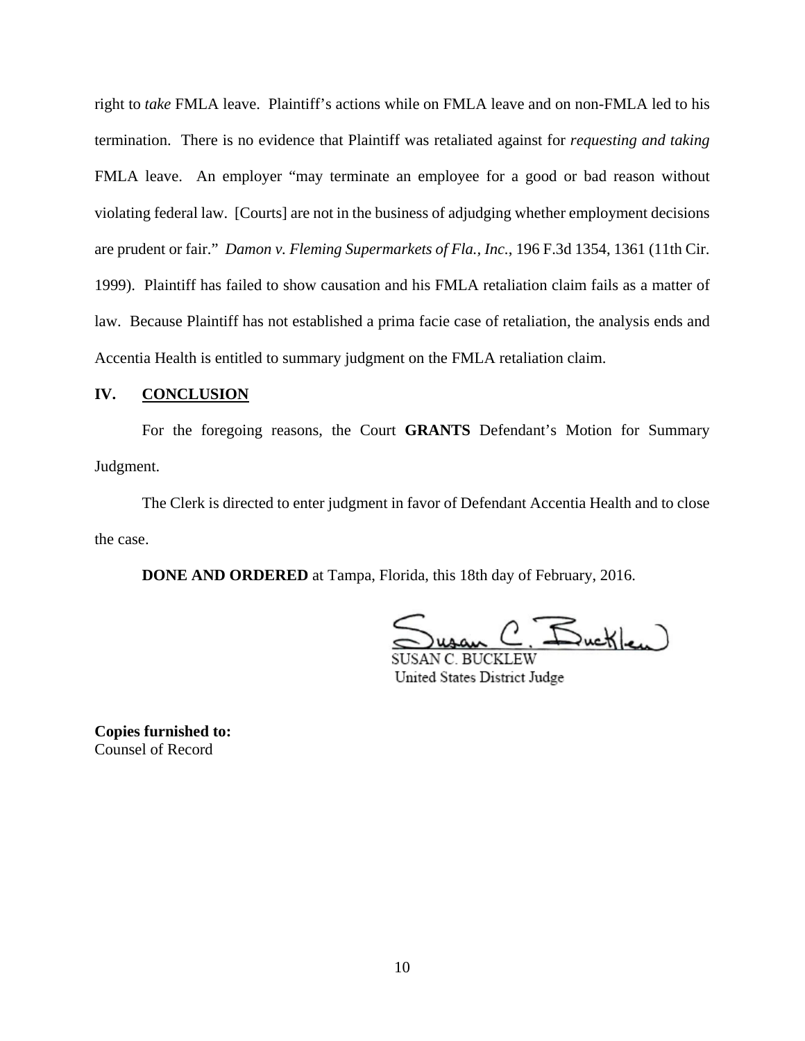right to *take* FMLA leave. Plaintiff's actions while on FMLA leave and on non-FMLA led to his termination. There is no evidence that Plaintiff was retaliated against for *requesting and taking* FMLA leave. An employer "may terminate an employee for a good or bad reason without violating federal law. [Courts] are not in the business of adjudging whether employment decisions are prudent or fair." *Damon v. Fleming Supermarkets of Fla., Inc.*, 196 F.3d 1354, 1361 (11th Cir. 1999). Plaintiff has failed to show causation and his FMLA retaliation claim fails as a matter of law. Because Plaintiff has not established a prima facie case of retaliation, the analysis ends and Accentia Health is entitled to summary judgment on the FMLA retaliation claim.

## IV. CONCLUSION

For the foregoing reasons, the Court **GRANTS** Defendant's Motion for Summary Judgment.

The Clerk is directed to enter judgment in favor of Defendant Accentia Health and to close the case.

**DONE AND ORDERED** at Tampa, Florida, this 18th day of February, 2016.

SUSAN C. BUCKLEW
United States District Judge

**Copies furnished to:**
Counsel of Record